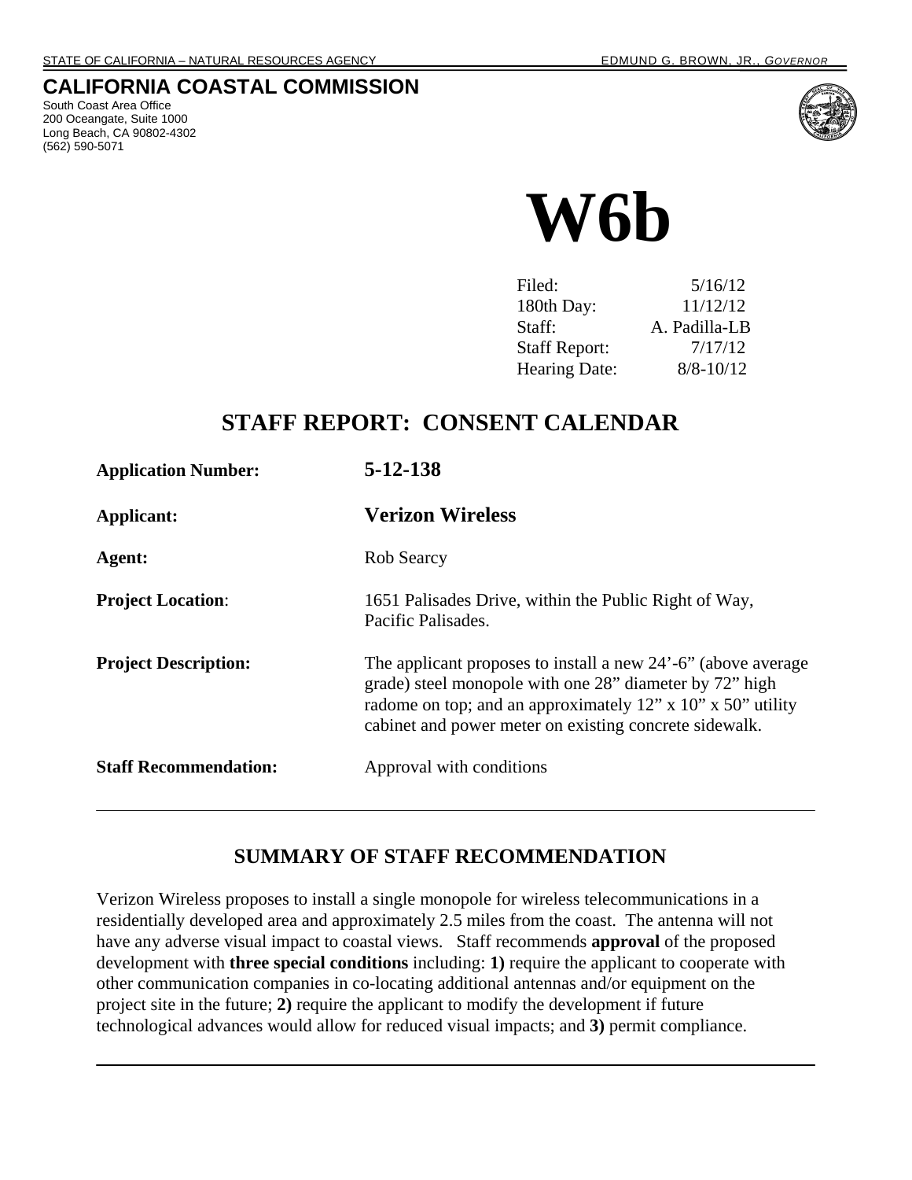STATE OF CALIFORNIA – NATURAL RESOURCES AGENCY EDMUND G. BROWN, JR., *GOVERNOR*

# CALIFORNIA COASTAL COMMISSION

South Coast Area Office
200 Oceangate, Suite 1000
Long Beach, CA 90802-4302
(562) 590-5071

# W6b

| | |
|---|---|
| Filed: | 5/16/12 |
| 180th Day: | 11/12/12 |
| Staff: | A. Padilla-LB |
| Staff Report: | 7/17/12 |
| Hearing Date: | 8/8-10/12 |

## STAFF REPORT: CONSENT CALENDAR

| | |
|---|---|
| **Application Number:** | **5-12-138** |
| **Applicant:** | **Verizon Wireless** |
| **Agent:** | Rob Searcy |
| **Project Location**: | 1651 Palisades Drive, within the Public Right of Way, Pacific Palisades. |
| **Project Description:** | The applicant proposes to install a new 24'-6" (above average grade) steel monopole with one 28" diameter by 72" high radome on top; and an approximately 12" x 10" x 50" utility cabinet and power meter on existing concrete sidewalk. |
| **Staff Recommendation:** | Approval with conditions |

---

## SUMMARY OF STAFF RECOMMENDATION

Verizon Wireless proposes to install a single monopole for wireless telecommunications in a residentially developed area and approximately 2.5 miles from the coast. The antenna will not have any adverse visual impact to coastal views. Staff recommends **approval** of the proposed development with **three special conditions** including: **1)** require the applicant to cooperate with other communication companies in co-locating additional antennas and/or equipment on the project site in the future; **2)** require the applicant to modify the development if future technological advances would allow for reduced visual impacts; and **3)** permit compliance.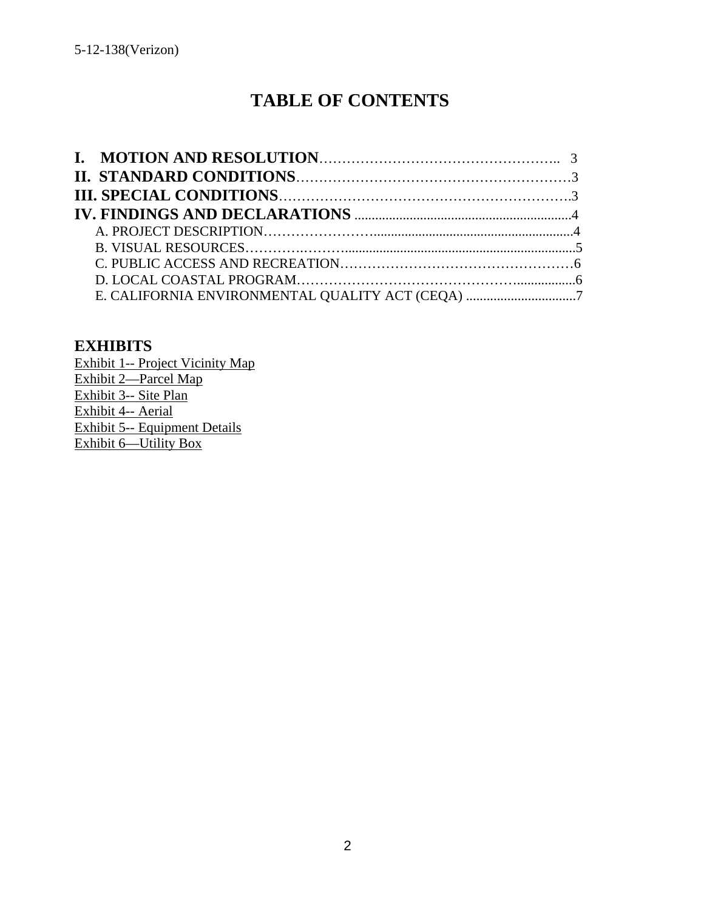# TABLE OF CONTENTS

**I. MOTION AND RESOLUTION**…………………………………………….. 3
**II. STANDARD CONDITIONS**…………………………………………………3
**III. SPECIAL CONDITIONS**……………………………………………………3
**IV. FINDINGS AND DECLARATIONS** ............................................................4

- A. PROJECT DESCRIPTION………………….........................................................4
- B. VISUAL RESOURCES…………..……….................................................................5
- C. PUBLIC ACCESS AND RECREATION…………………………………………6
- D. LOCAL COASTAL PROGRAM………………………………………................6
- E. CALIFORNIA ENVIRONMENTAL QUALITY ACT (CEQA) ................................7

## EXHIBITS

Exhibit 1-- Project Vicinity Map
Exhibit 2—Parcel Map
Exhibit 3-- Site Plan
Exhibit 4-- Aerial
Exhibit 5-- Equipment Details
Exhibit 6—Utility Box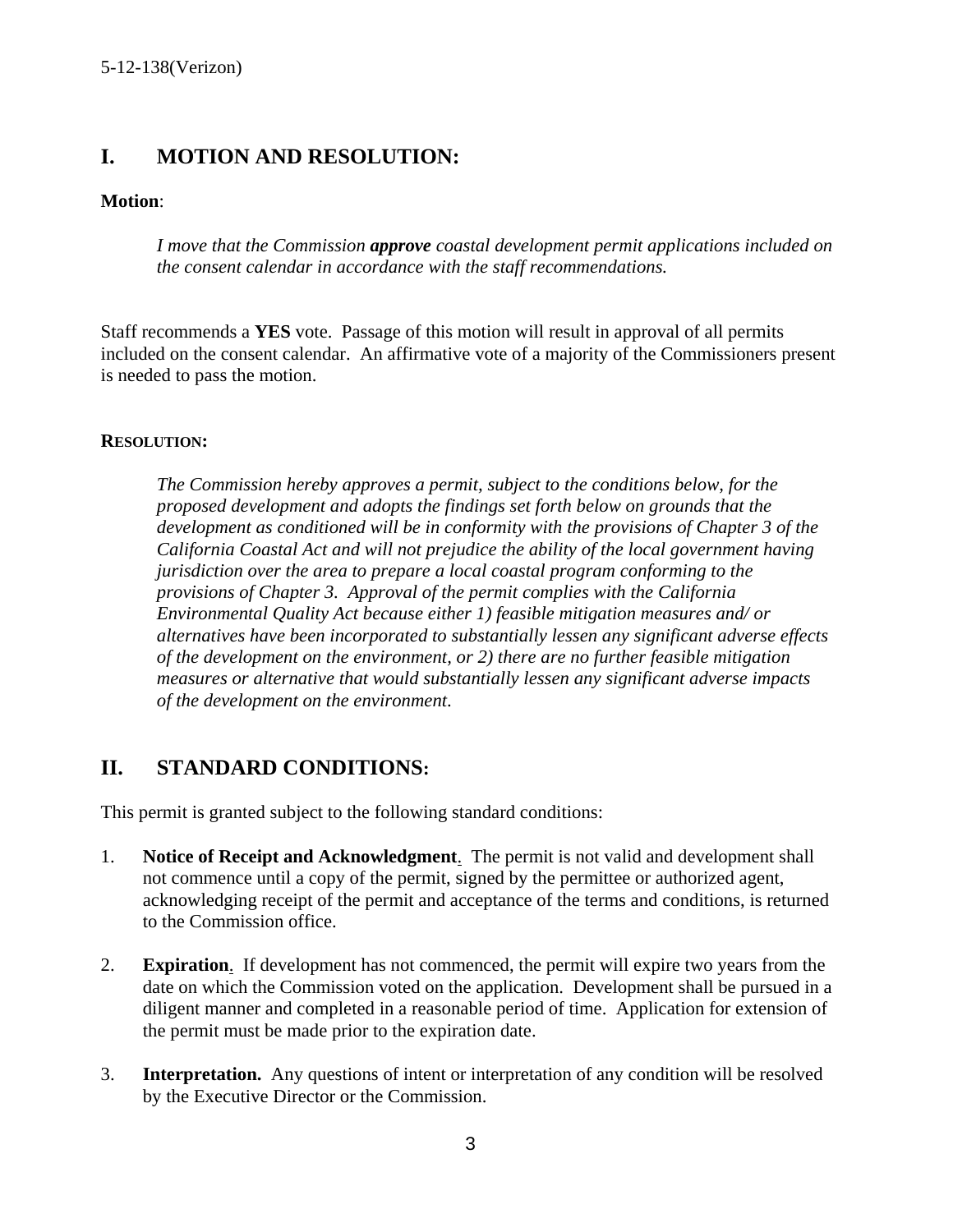## I. MOTION AND RESOLUTION:

**Motion**:

> *I move that the Commission* ***approve*** *coastal development permit applications included on the consent calendar in accordance with the staff recommendations.*

Staff recommends a **YES** vote. Passage of this motion will result in approval of all permits included on the consent calendar. An affirmative vote of a majority of the Commissioners present is needed to pass the motion.

**RESOLUTION:**

> *The Commission hereby approves a permit, subject to the conditions below, for the proposed development and adopts the findings set forth below on grounds that the development as conditioned will be in conformity with the provisions of Chapter 3 of the California Coastal Act and will not prejudice the ability of the local government having jurisdiction over the area to prepare a local coastal program conforming to the provisions of Chapter 3. Approval of the permit complies with the California Environmental Quality Act because either 1) feasible mitigation measures and/ or alternatives have been incorporated to substantially lessen any significant adverse effects of the development on the environment, or 2) there are no further feasible mitigation measures or alternative that would substantially lessen any significant adverse impacts of the development on the environment.*

## II. STANDARD CONDITIONS:

This permit is granted subject to the following standard conditions:

1. **Notice of Receipt and Acknowledgment**. The permit is not valid and development shall not commence until a copy of the permit, signed by the permittee or authorized agent, acknowledging receipt of the permit and acceptance of the terms and conditions, is returned to the Commission office.

2. **Expiration**. If development has not commenced, the permit will expire two years from the date on which the Commission voted on the application. Development shall be pursued in a diligent manner and completed in a reasonable period of time. Application for extension of the permit must be made prior to the expiration date.

3. **Interpretation.** Any questions of intent or interpretation of any condition will be resolved by the Executive Director or the Commission.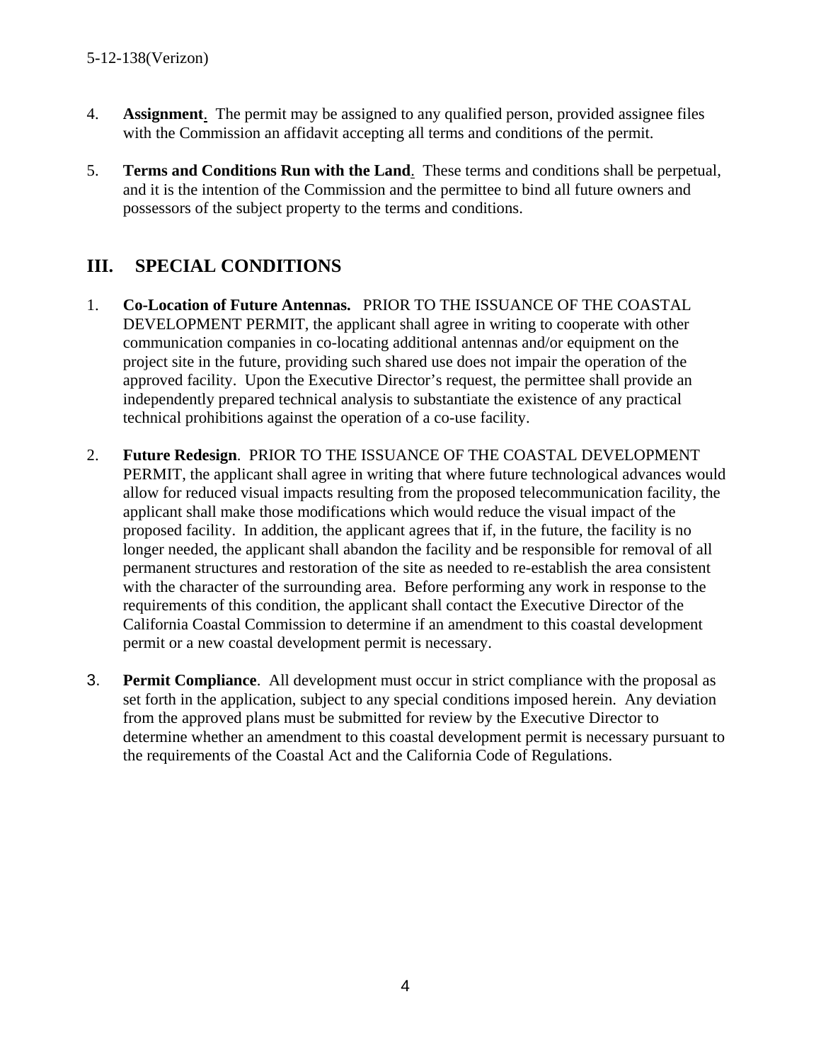4. **Assignment**. The permit may be assigned to any qualified person, provided assignee files with the Commission an affidavit accepting all terms and conditions of the permit.

5. **Terms and Conditions Run with the Land**. These terms and conditions shall be perpetual, and it is the intention of the Commission and the permittee to bind all future owners and possessors of the subject property to the terms and conditions.

## III. SPECIAL CONDITIONS

1. **Co-Location of Future Antennas.** PRIOR TO THE ISSUANCE OF THE COASTAL DEVELOPMENT PERMIT, the applicant shall agree in writing to cooperate with other communication companies in co-locating additional antennas and/or equipment on the project site in the future, providing such shared use does not impair the operation of the approved facility. Upon the Executive Director's request, the permittee shall provide an independently prepared technical analysis to substantiate the existence of any practical technical prohibitions against the operation of a co-use facility.

2. **Future Redesign**. PRIOR TO THE ISSUANCE OF THE COASTAL DEVELOPMENT PERMIT, the applicant shall agree in writing that where future technological advances would allow for reduced visual impacts resulting from the proposed telecommunication facility, the applicant shall make those modifications which would reduce the visual impact of the proposed facility. In addition, the applicant agrees that if, in the future, the facility is no longer needed, the applicant shall abandon the facility and be responsible for removal of all permanent structures and restoration of the site as needed to re-establish the area consistent with the character of the surrounding area. Before performing any work in response to the requirements of this condition, the applicant shall contact the Executive Director of the California Coastal Commission to determine if an amendment to this coastal development permit or a new coastal development permit is necessary.

3. **Permit Compliance**. All development must occur in strict compliance with the proposal as set forth in the application, subject to any special conditions imposed herein. Any deviation from the approved plans must be submitted for review by the Executive Director to determine whether an amendment to this coastal development permit is necessary pursuant to the requirements of the Coastal Act and the California Code of Regulations.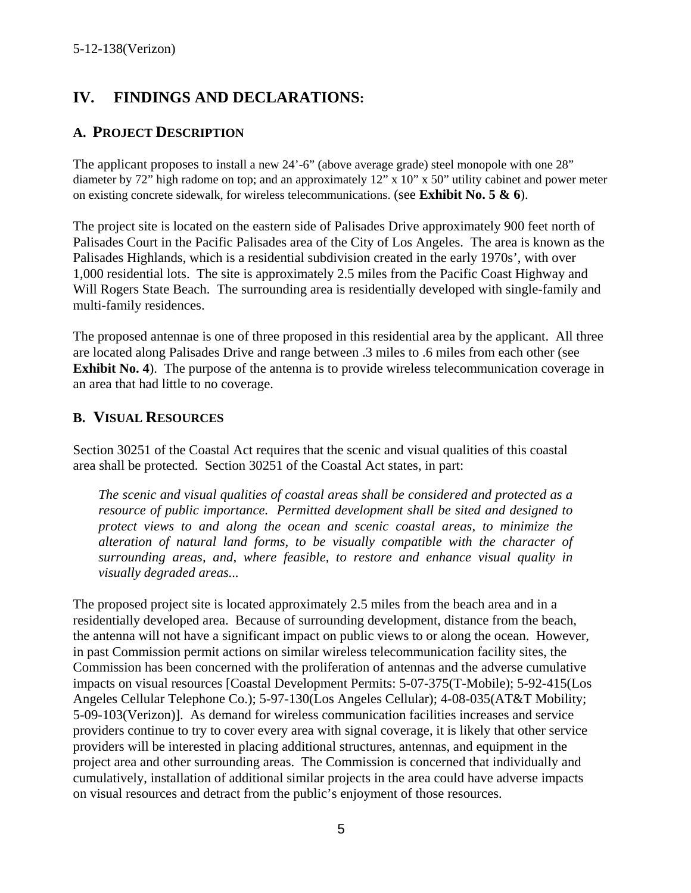## IV. FINDINGS AND DECLARATIONS:

### A. PROJECT DESCRIPTION

The applicant proposes to install a new 24'-6" (above average grade) steel monopole with one 28" diameter by 72" high radome on top; and an approximately 12" x 10" x 50" utility cabinet and power meter on existing concrete sidewalk, for wireless telecommunications. (see **Exhibit No. 5 & 6**).

The project site is located on the eastern side of Palisades Drive approximately 900 feet north of Palisades Court in the Pacific Palisades area of the City of Los Angeles. The area is known as the Palisades Highlands, which is a residential subdivision created in the early 1970s', with over 1,000 residential lots. The site is approximately 2.5 miles from the Pacific Coast Highway and Will Rogers State Beach. The surrounding area is residentially developed with single-family and multi-family residences.

The proposed antennae is one of three proposed in this residential area by the applicant. All three are located along Palisades Drive and range between .3 miles to .6 miles from each other (see **Exhibit No. 4**). The purpose of the antenna is to provide wireless telecommunication coverage in an area that had little to no coverage.

### B. VISUAL RESOURCES

Section 30251 of the Coastal Act requires that the scenic and visual qualities of this coastal area shall be protected. Section 30251 of the Coastal Act states, in part:

> *The scenic and visual qualities of coastal areas shall be considered and protected as a resource of public importance. Permitted development shall be sited and designed to protect views to and along the ocean and scenic coastal areas, to minimize the alteration of natural land forms, to be visually compatible with the character of surrounding areas, and, where feasible, to restore and enhance visual quality in visually degraded areas...*

The proposed project site is located approximately 2.5 miles from the beach area and in a residentially developed area. Because of surrounding development, distance from the beach, the antenna will not have a significant impact on public views to or along the ocean. However, in past Commission permit actions on similar wireless telecommunication facility sites, the Commission has been concerned with the proliferation of antennas and the adverse cumulative impacts on visual resources [Coastal Development Permits: 5-07-375(T-Mobile); 5-92-415(Los Angeles Cellular Telephone Co.); 5-97-130(Los Angeles Cellular); 4-08-035(AT&T Mobility; 5-09-103(Verizon)]. As demand for wireless communication facilities increases and service providers continue to try to cover every area with signal coverage, it is likely that other service providers will be interested in placing additional structures, antennas, and equipment in the project area and other surrounding areas. The Commission is concerned that individually and cumulatively, installation of additional similar projects in the area could have adverse impacts on visual resources and detract from the public's enjoyment of those resources.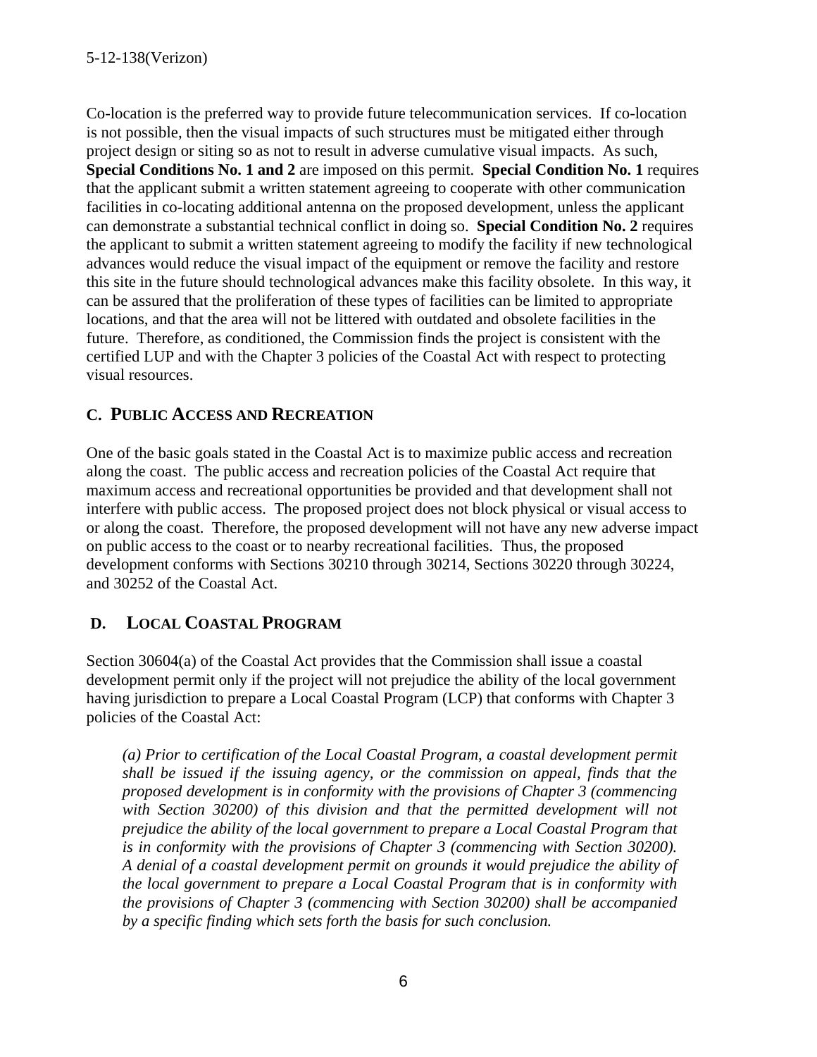Co-location is the preferred way to provide future telecommunication services. If co-location is not possible, then the visual impacts of such structures must be mitigated either through project design or siting so as not to result in adverse cumulative visual impacts. As such, **Special Conditions No. 1 and 2** are imposed on this permit. **Special Condition No. 1** requires that the applicant submit a written statement agreeing to cooperate with other communication facilities in co-locating additional antenna on the proposed development, unless the applicant can demonstrate a substantial technical conflict in doing so. **Special Condition No. 2** requires the applicant to submit a written statement agreeing to modify the facility if new technological advances would reduce the visual impact of the equipment or remove the facility and restore this site in the future should technological advances make this facility obsolete. In this way, it can be assured that the proliferation of these types of facilities can be limited to appropriate locations, and that the area will not be littered with outdated and obsolete facilities in the future. Therefore, as conditioned, the Commission finds the project is consistent with the certified LUP and with the Chapter 3 policies of the Coastal Act with respect to protecting visual resources.

## C. PUBLIC ACCESS AND RECREATION

One of the basic goals stated in the Coastal Act is to maximize public access and recreation along the coast. The public access and recreation policies of the Coastal Act require that maximum access and recreational opportunities be provided and that development shall not interfere with public access. The proposed project does not block physical or visual access to or along the coast. Therefore, the proposed development will not have any new adverse impact on public access to the coast or to nearby recreational facilities. Thus, the proposed development conforms with Sections 30210 through 30214, Sections 30220 through 30224, and 30252 of the Coastal Act.

## D. LOCAL COASTAL PROGRAM

Section 30604(a) of the Coastal Act provides that the Commission shall issue a coastal development permit only if the project will not prejudice the ability of the local government having jurisdiction to prepare a Local Coastal Program (LCP) that conforms with Chapter 3 policies of the Coastal Act:

> *(a) Prior to certification of the Local Coastal Program, a coastal development permit shall be issued if the issuing agency, or the commission on appeal, finds that the proposed development is in conformity with the provisions of Chapter 3 (commencing with Section 30200) of this division and that the permitted development will not prejudice the ability of the local government to prepare a Local Coastal Program that is in conformity with the provisions of Chapter 3 (commencing with Section 30200). A denial of a coastal development permit on grounds it would prejudice the ability of the local government to prepare a Local Coastal Program that is in conformity with the provisions of Chapter 3 (commencing with Section 30200) shall be accompanied by a specific finding which sets forth the basis for such conclusion.*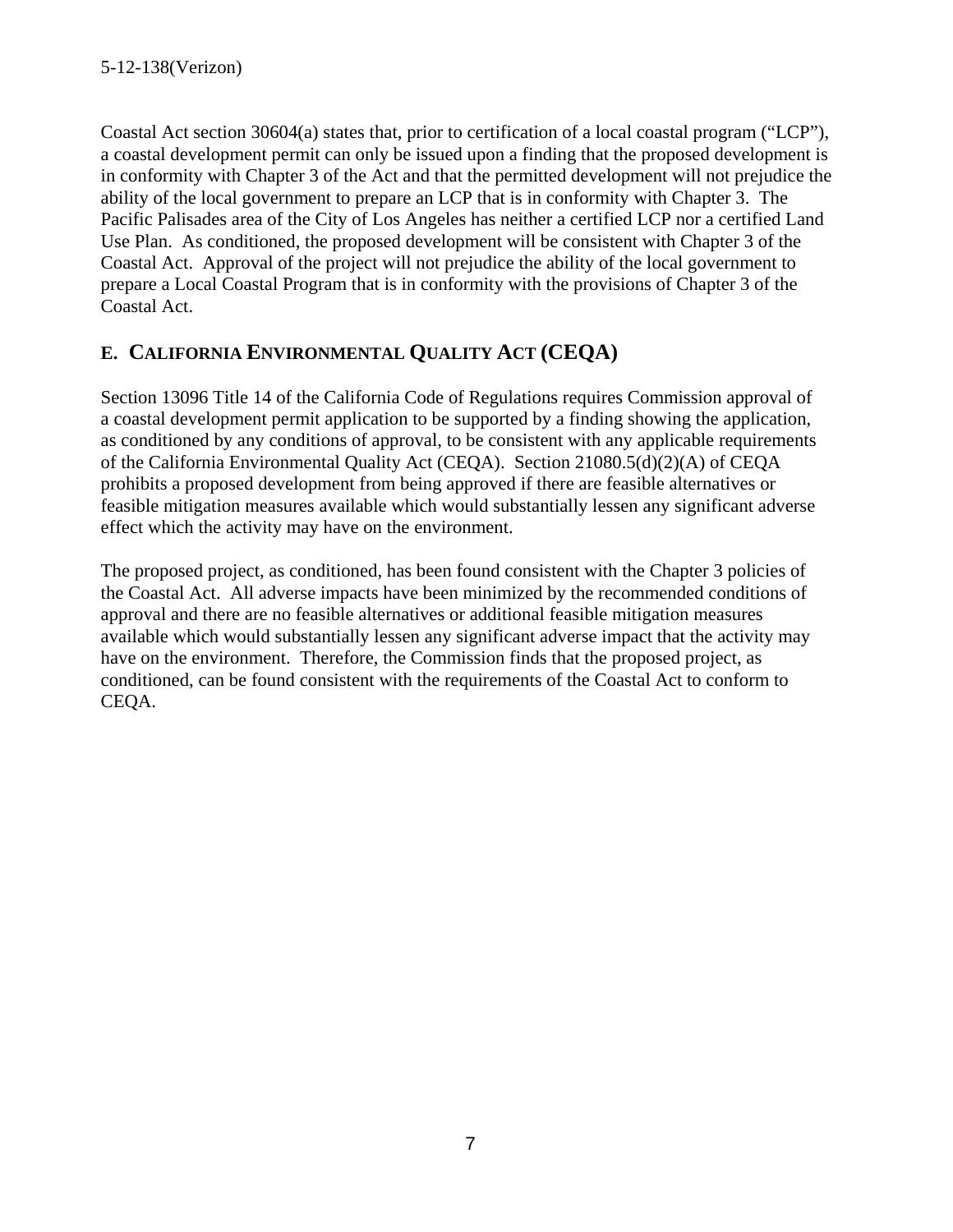Coastal Act section 30604(a) states that, prior to certification of a local coastal program ("LCP"), a coastal development permit can only be issued upon a finding that the proposed development is in conformity with Chapter 3 of the Act and that the permitted development will not prejudice the ability of the local government to prepare an LCP that is in conformity with Chapter 3. The Pacific Palisades area of the City of Los Angeles has neither a certified LCP nor a certified Land Use Plan. As conditioned, the proposed development will be consistent with Chapter 3 of the Coastal Act. Approval of the project will not prejudice the ability of the local government to prepare a Local Coastal Program that is in conformity with the provisions of Chapter 3 of the Coastal Act.

## E. CALIFORNIA ENVIRONMENTAL QUALITY ACT (CEQA)

Section 13096 Title 14 of the California Code of Regulations requires Commission approval of a coastal development permit application to be supported by a finding showing the application, as conditioned by any conditions of approval, to be consistent with any applicable requirements of the California Environmental Quality Act (CEQA). Section 21080.5(d)(2)(A) of CEQA prohibits a proposed development from being approved if there are feasible alternatives or feasible mitigation measures available which would substantially lessen any significant adverse effect which the activity may have on the environment.

The proposed project, as conditioned, has been found consistent with the Chapter 3 policies of the Coastal Act. All adverse impacts have been minimized by the recommended conditions of approval and there are no feasible alternatives or additional feasible mitigation measures available which would substantially lessen any significant adverse impact that the activity may have on the environment. Therefore, the Commission finds that the proposed project, as conditioned, can be found consistent with the requirements of the Coastal Act to conform to CEQA.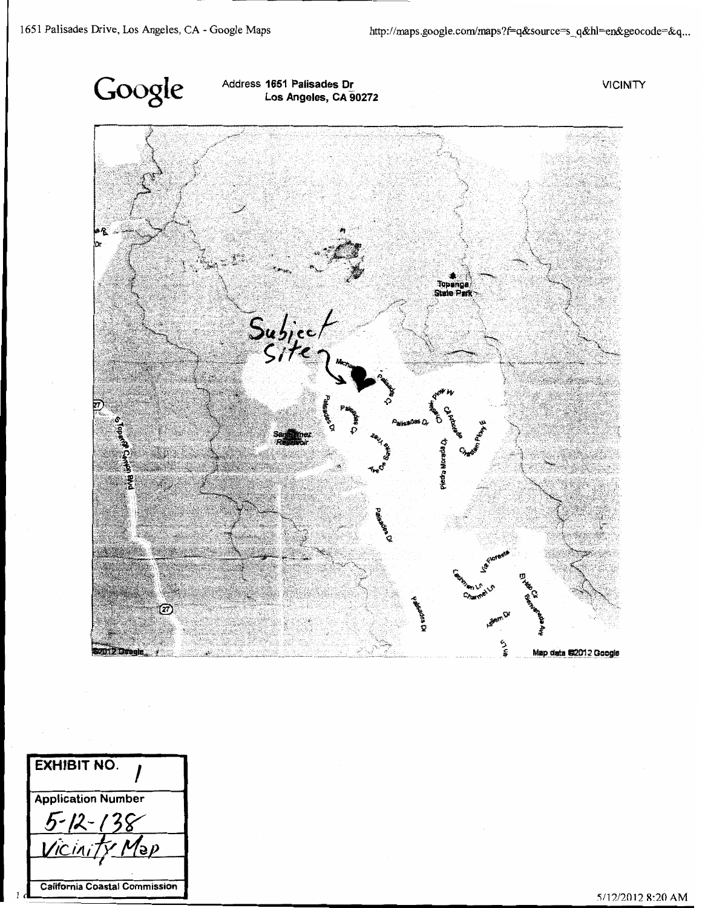Google

Address **1651 Palisades Dr**
**Los Angeles, CA 90272**

VICINITY

Subject Site

Topanga State Park

Santa Ynez Reservoir

Palisades Dr

Palisades Ct

Palisades Dr

Piedra Morada Dr

Castellammare

Via Floresta

Map data ©2012 Google

| EXHIBIT NO. 1 |
|---|
| Application Number |
| 5-12-138 |
| Vicinity Map |
| California Coastal Commission |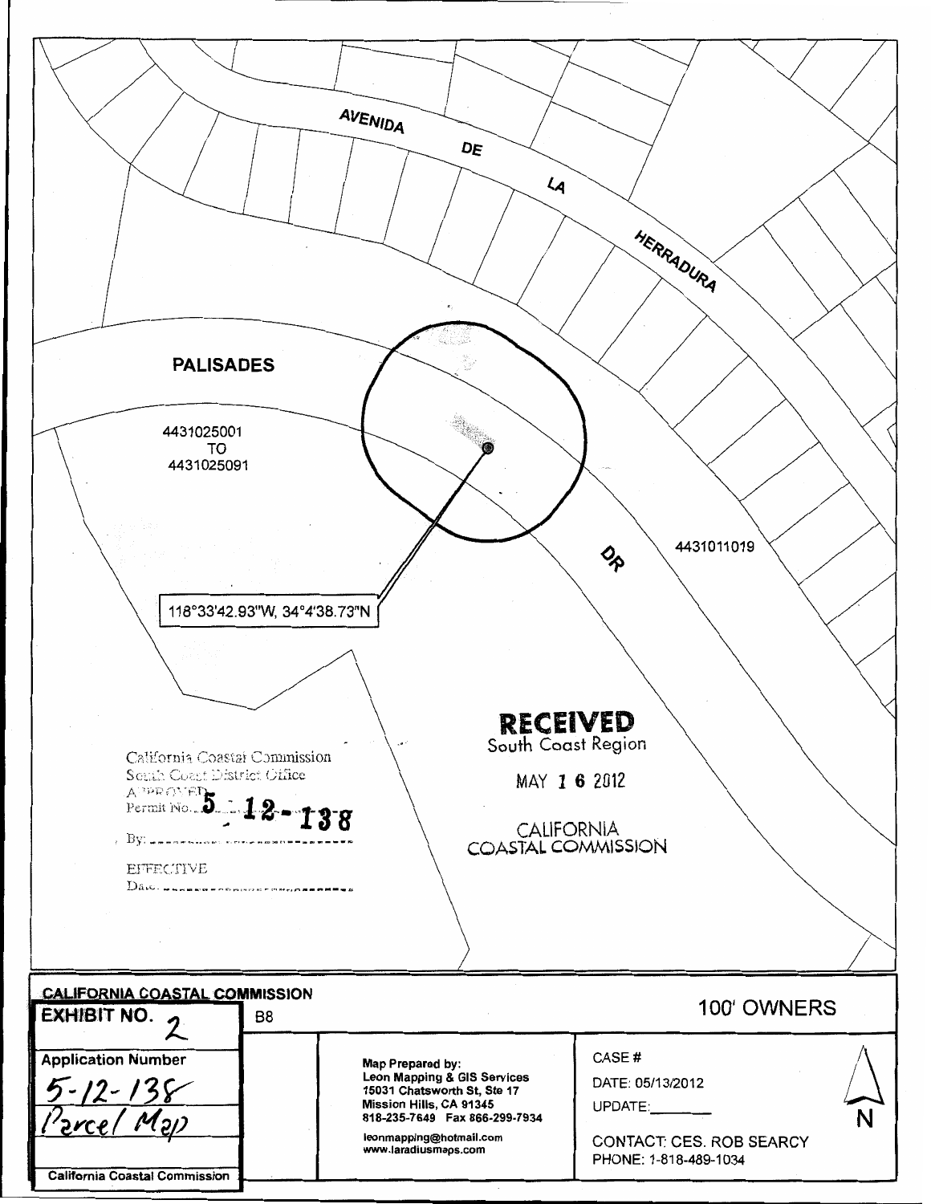AVENIDA DE LA HERRADURA

PALISADES DR

4431025001
TO
4431025091

4431011019

118°33'42.93"W, 34°4'38.73"N

**RECEIVED**
South Coast Region

MAY 1 6 2012

CALIFORNIA
COASTAL COMMISSION

California Coastal Commission
South Coast District Office
APPROVED
Permit No. 5-12-138
By: ____________________
EFFECTIVE
Date: ____________________

| **CALIFORNIA COASTAL COMMISSION** | | | |
|---|---|---|---|
| **EXHIBIT NO.** 2 | B8 | | 100' OWNERS |
| **Application Number** 5-12-138 Parcel Map | | **Map Prepared by:** Leon Mapping & GIS Services 15031 Chatsworth St, Ste 17 Mission Hills, CA 91345 818-235-7649 Fax 866-299-7934 leonmapping@hotmail.com www.laradiusmaps.com | CASE # DATE: 05/13/2012 UPDATE:_______ CONTACT: CES. ROB SEARCY PHONE: 1-818-489-1034 |
| **California Coastal Commission** | | | |

N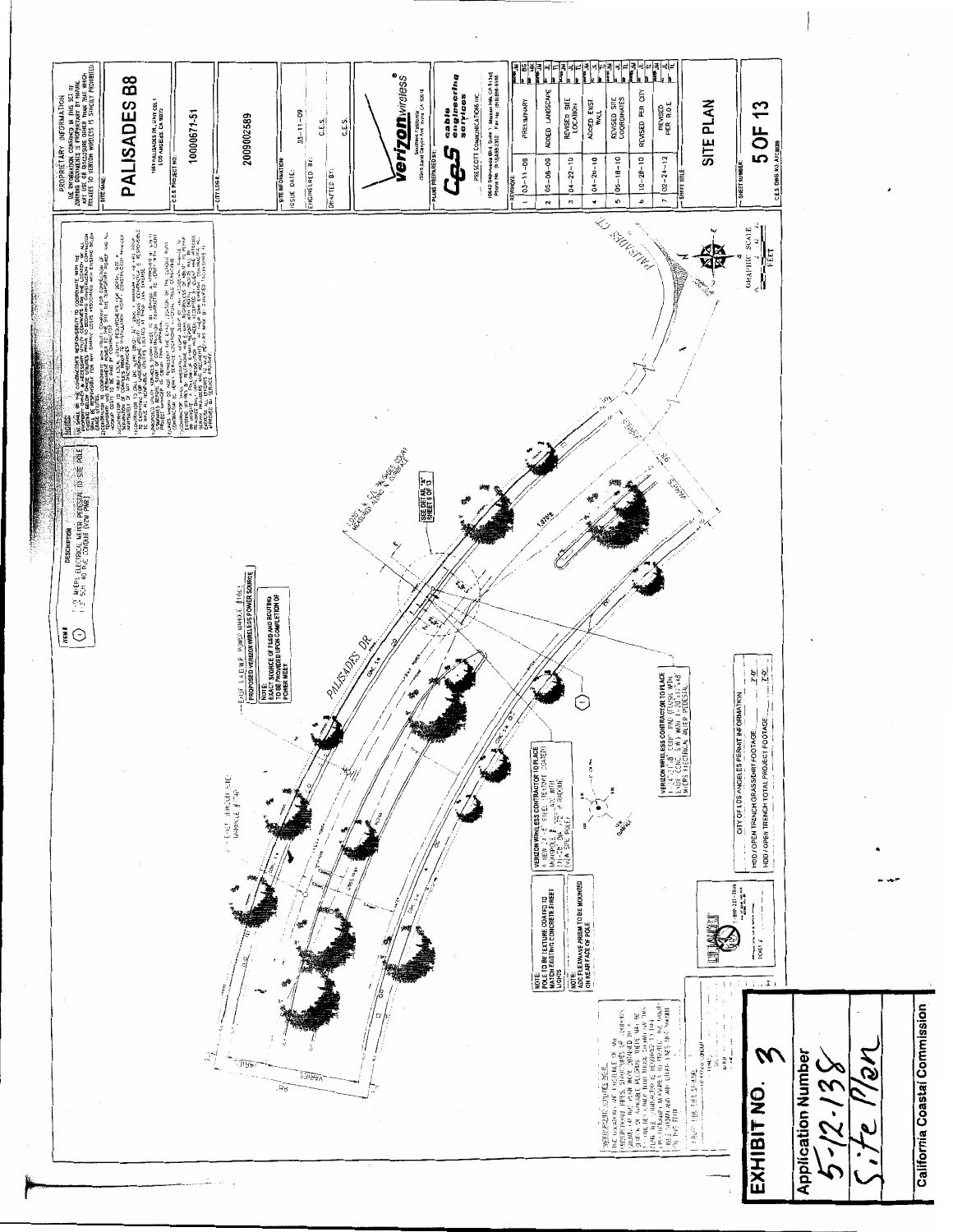**PROPRIETARY INFORMATION**

THE INFORMATION CONTAINED IN THIS SET OF ZONING DOCUMENTS IS PROPRIETARY BY NATURE. ANY USE OR DISCLOSURE OTHER THAN THAT WHICH RELATES TO VERIZON WIRELESS IS STRICTLY PROHIBITED.

SITE NAME:

# PALISADES B8

1681 PALISADES DR, UNIT CEL 1
LOS ANGELES, CA 90272

C.E.S PROJECT NO.: 10000671-51

CITY LOG #: 2009002589

| SITE INFORMATION: | |
|---|---|
| ISSUE DATE: | 03-11-09 |
| ENGINEERED BY: | C.E.S. |
| DRAFTED BY: | C.E.S. |

verizon wireless

PLANS PREPARED BY:

CeS cable engineering services

PRESCOTT COMMUNICATIONS INC.

| REVISIONS | | |
|---|---|---|
| 1 | 03-11-09 | PRELIMINARY |
| 2 | 05-05-09 | ADDED LANDSCAPE |
| 3 | 04-22-10 | REVISED SITE LOCATION |
| 4 | 04-26-10 | ADDED EXIST. WALL |
| 5 | 05-18-10 | REVISED SITE COORDINATES |
| 6 | 10-28-10 | REVISED PER CITY |
| 7 | 02-24-12 | REVISED PER B.O.E |

SHEET TITLE:

## SITE PLAN

SHEET NUMBER: 5 OF 13

| VIEW # | DESCRIPTION |
|---|---|
| 1 | 1-2" MEPS ELECTRICAL METER PEDESTAL TO SITE POLE 1-2" SCH 40 PVC CONDUIT (VZW PWR) |

NOTE:
EXACT SOURCE OF FEED AND ROUTING TO BE PROVIDED UPON COMPLETION OF POWER MEET.

PROPOSED VERIZON WIRELESS POWER SOURCE

PALISADES DR

SEE DETAIL "A" SHEET 6 OF 13

VERIZON WIRELESS CONTRACTOR TO PLACE A NEW 24'-6" STEEL (TEXTURE COATED) MARBELITE POLE WITH 1'-10" DIA. 72" H RADOME (VZW SITE POLE)

VERIZON WIRELESS CONTRACTOR TO PLACE A NEW METER PEDESTAL (MEPS) ELECTRICAL METER PEDESTAL

NOTE:
POLE TO BE TEXTURE COATED TO MATCH EXISTING CONCRETE STREET LIGHTS

NOTE:
ADD FLEXWAVE PRISM TO BE MOUNTED ON REAR FACE OF POLE

CITY OF LOS ANGELES PERMIT INFORMATION

HDD / OPEN TRENCH GRASS/DIRT FOOTAGE: 2'-0"

HDD / OPEN TRENCH TOTAL PROJECT FOOTAGE: 2'-0"

PALISADES CIR

GRAPHIC SCALE

FEET

# EXHIBIT NO. 3

Application Number
5-12-138
Site Plan

California Coastal Commission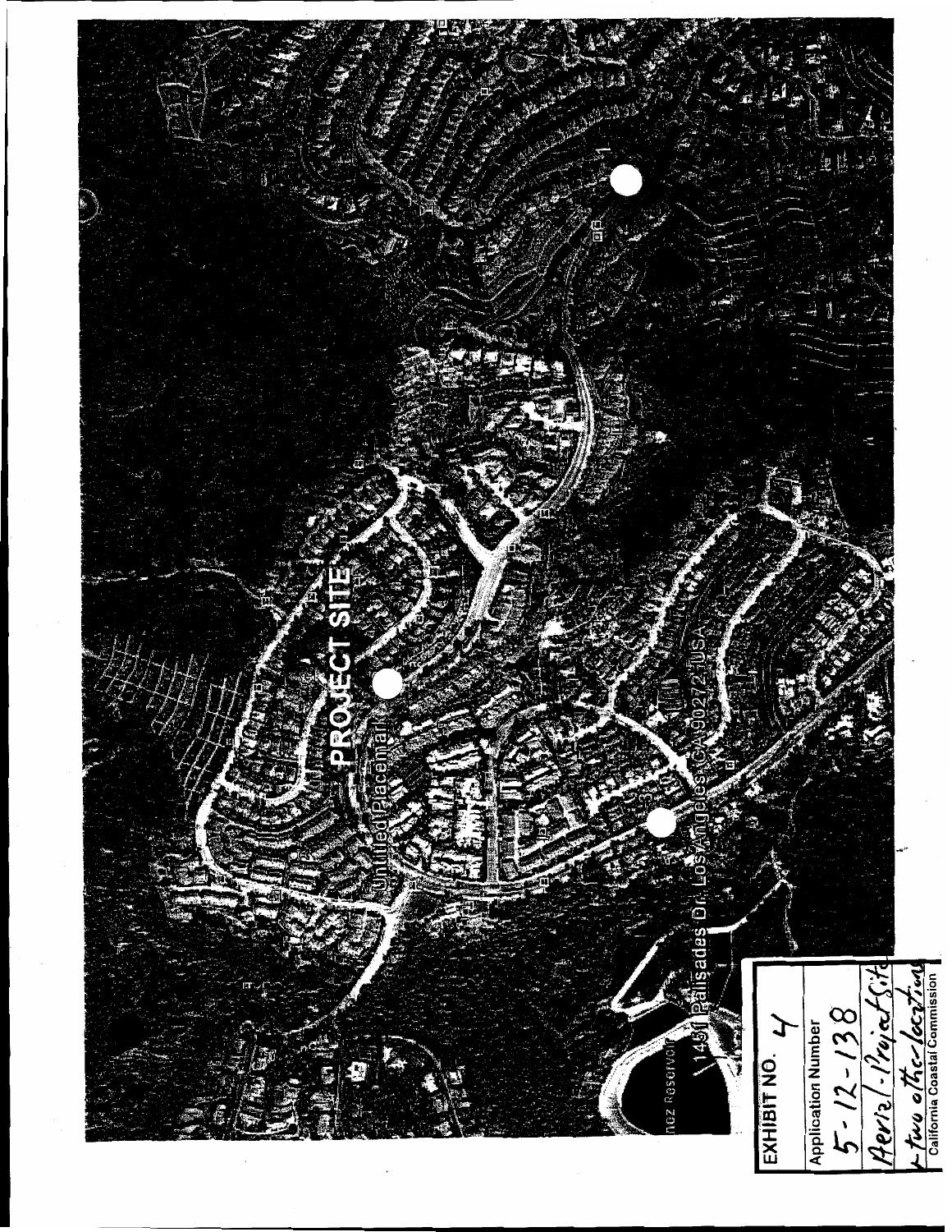PROJECT SITE

Unified Placemark

1450 Palisades Dr., Los Angeles, CA 90272, USA

nez Reservoir

**EXHIBIT NO.** 4

Application Number

5-12-138

Aerial - Project Site + two other locations

California Coastal Commission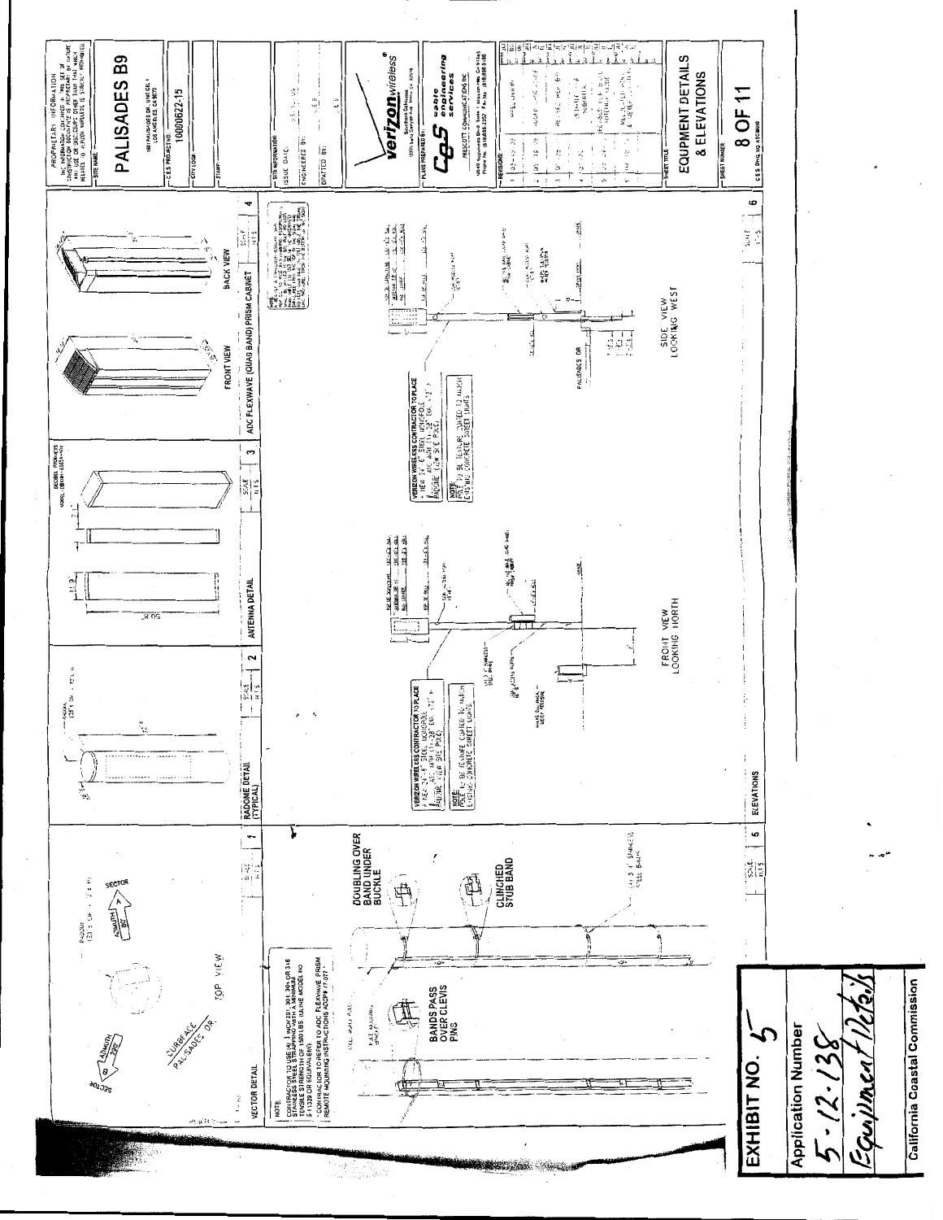PROPRIETARY INFORMATION
THE INFORMATION CONTAINED IN THIS SET OF CONSTRUCTION DOCUMENTS IS PROPRIETARY BY NATURE AND USE OR DISCLOSURE OTHER THAN THAT WHICH RELATES TO VERIZON WIRELESS IS STRICTLY PROHIBITED

SITE NAME:

# PALISADES B9

1801 PALISADES DR. UNINCORP. LOS ANGELES, CA 90272

C.E.S. PROJECT NO.: 10020622.15

CITY LOGO

STAMP

SITE INFORMATION:
ISSUE DATE:
ENGINEERED BY:
DRAFTED BY:

verizon wireless

PLANS PREPARED BY:

CES cable engineering services

PRESCOTT COMMUNICATIONS INC.

REVISIONS:

SHEET TITLE:

## EQUIPMENT DETAILS & ELEVATIONS

SHEET NUMBER:

8 OF 11

VECTOR DETAIL

TOP VIEW

SECTOR A, AZIMUTH 80°

SECTOR B, AZIMUTH 270°

CURBFACE PALISADES DR.

NOTE:
CONTRACTOR TO USE (4) 3" WIDE 201, 304 OR 316 STAINLESS STEEL STRAPPING WITH A MINIMUM TENSILE STRENGTH OF 1500 LBS (ULINE MODEL NO S-11329 OR EQUIVALENT)
CONTRACTOR TO REFER TO ADC FLEXWAVE PRISM REMOTE MOUNTING INSTRUCTIONS ADCP# 77-077

BANDS PASS OVER CLEVIS PINS

DOUBLING OVER BAND UNDER BUCKLE

CLINCHED STUB BAND

RADOME DETAIL (TYPICAL)

ANTENNA DETAIL

DECIBEL PRODUCTS MODEL: DB589H-E6ESX-4SX

30.5"

ADC FLEXWAVE (QUAD BAND) PRISM CABINET

FRONT VIEW

BACK VIEW

ELEVATIONS

VERIZON WIRELESS CONTRACTOR TO PLACE A NEW 24'-6" STEEL, NON-POLE AND ARM WITH (1) 23' DIA. 12' RADOME (VZW SITE PXE)

NOTE:
POLE TO BE FEATURE COATED TO MATCH EXISTING CONCRETE STREET LIGHTS

FRONT VIEW LOOKING NORTH

SIDE VIEW LOOKING WEST

PALISADES DR.

EXHIBIT NO. 5

Application Number
5-12-138
Equipment Details

California Coastal Commission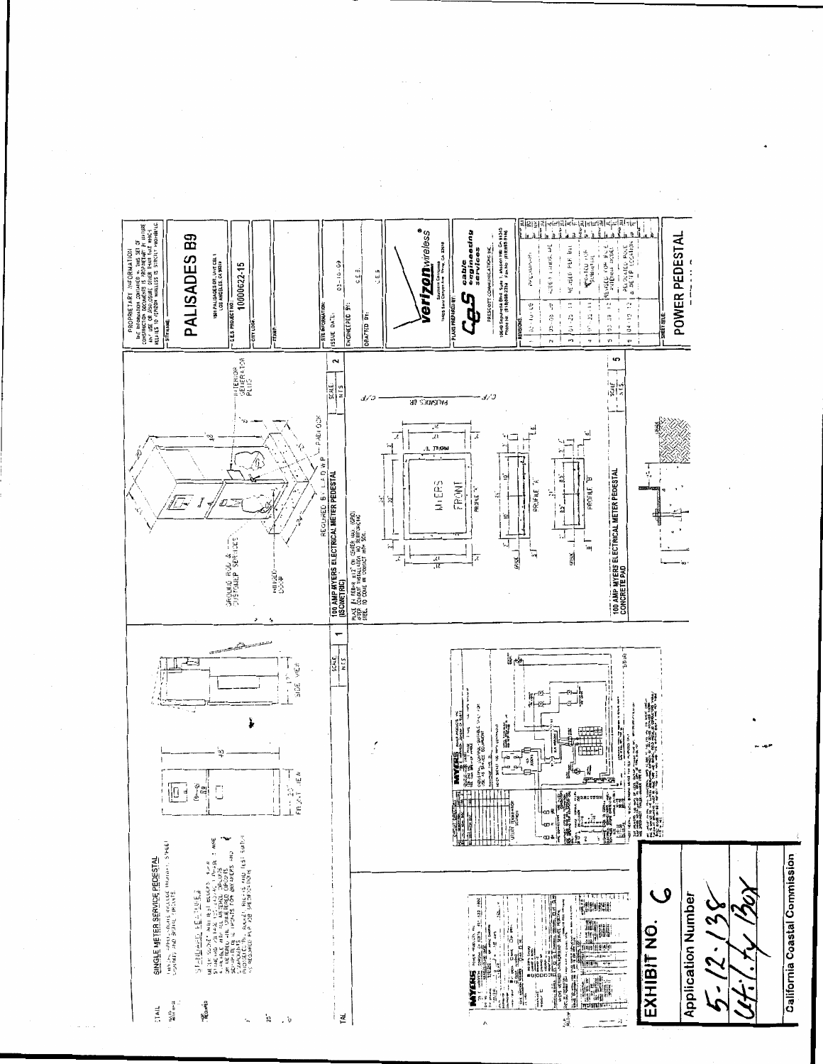PROPRIETARY INFORMATION

THE INFORMATION CONTAINED IN THIS SET OF CONSTRUCTION DOCUMENTS IS PROPRIETARY IN NATURE. ANY USE OR DISCLOSURE OTHER THAN THAT WHICH RELATES TO VERIZON WIRELESS IS STRICTLY PROHIBITED.

SITE NAME:

# PALISADES B9

1001 PALISADES DR, UNIT CELL 1
LOS ANGELES, CA 90272

C.E.S. PROJECT NO.: 1000622-15

SITE INFORMATION:

ISSUE DATE: 02-10-09

ENGINEERED BY: C.E.S.

DRAFTED BY: C.E.S.

verizon wireless

PLANS PREPARED BY:

CES cable engineering services

PRESCOTT COMMUNICATIONS INC.

REVISIONS:

| | | |
|---|---|---|
| 1 | 02-10-09 | PRELIMINARY |
| 2 | 05-02-09 | OTHER CHANGES, ETC. |
| 3 | 01-25-11 | REVISED PER ... |
| 4 | 07-22-11 | UPDATED FOR SUBMITTAL |
| 5 | 02-29-12 | REVISED FOR POLE ANTENNA MODEL |
| 6 | 04-12-12 | RELOCATED POLE & METER LOCATION |

SHEET TITLE:

# POWER PEDESTAL

## SINGLE METER SERVICE PEDESTAL

FRONT VIEW

SIDE VIEW

SCALE: NTS — 1

## 100 AMP MYERS ELECTRICAL METER PEDESTAL (ISOMETRIC)

GROUNDING POLE & OVERHEAD SERVICES

HINGED DOOR

EXTERIOR GENERATOR PLUG

REQUIRED BY LADWP

PADLOCK

SCALE: NTS — 2

PLACE #3 REBAR 12" ON CENTER MAX. (GRID) KEEP CONCRETE PAD LEVEL. NO REINFORCING STEEL TO COME IN CONTACT WITH SOIL.

METERS FRONT

PROFILE "A"

PROFILE "B"

PALISADES DR

## 100 AMP MYERS ELECTRICAL METER PEDESTAL CONCRETE PAD

SCALE: NTS — 5

MYERS

# EXHIBIT NO. 6

Application Number

5-12-138

Utility Box

California Coastal Commission